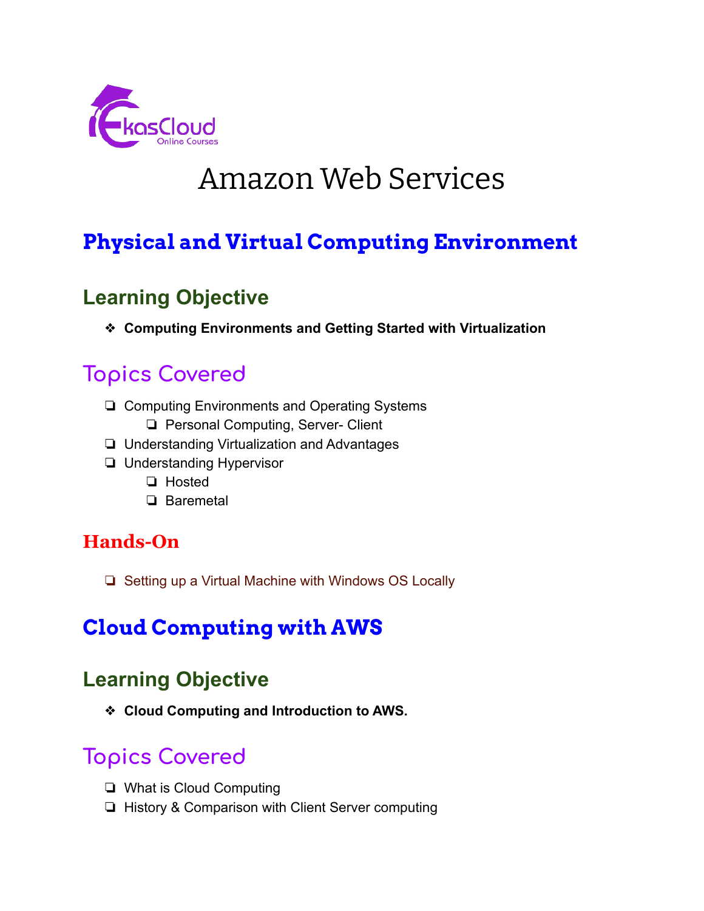# Amazon Web Services

## Physical and Virtual Computing Environment

### Learning Objective

- **Computing Environments and Getting Started with Virtualization**

### Topics Covered

- Computing Environments and Operating Systems
  - Personal Computing, Server- Client
- Understanding Virtualization and Advantages
- Understanding Hypervisor
  - Hosted
  - Baremetal

### Hands-On

- Setting up a Virtual Machine with Windows OS Locally

## Cloud Computing with AWS

### Learning Objective

- **Cloud Computing and Introduction to AWS.**

### Topics Covered

- What is Cloud Computing
- History & Comparison with Client Server computing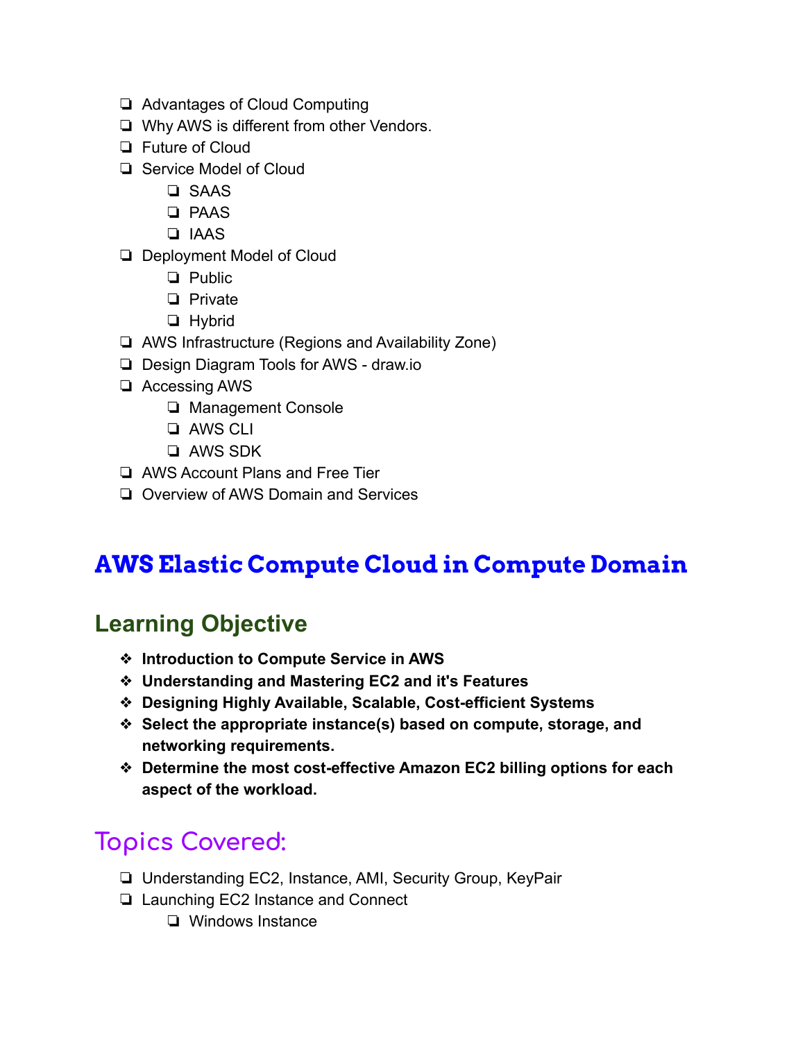- Advantages of Cloud Computing
- Why AWS is different from other Vendors.
- Future of Cloud
- Service Model of Cloud
  - SAAS
  - PAAS
  - IAAS
- Deployment Model of Cloud
  - Public
  - Private
  - Hybrid
- AWS Infrastructure (Regions and Availability Zone)
- Design Diagram Tools for AWS - draw.io
- Accessing AWS
  - Management Console
  - AWS CLI
  - AWS SDK
- AWS Account Plans and Free Tier
- Overview of AWS Domain and Services

# AWS Elastic Compute Cloud in Compute Domain

## Learning Objective

- **Introduction to Compute Service in AWS**
- **Understanding and Mastering EC2 and it's Features**
- **Designing Highly Available, Scalable, Cost-efficient Systems**
- **Select the appropriate instance(s) based on compute, storage, and networking requirements.**
- **Determine the most cost-effective Amazon EC2 billing options for each aspect of the workload.**

## Topics Covered:

- Understanding EC2, Instance, AMI, Security Group, KeyPair
- Launching EC2 Instance and Connect
  - Windows Instance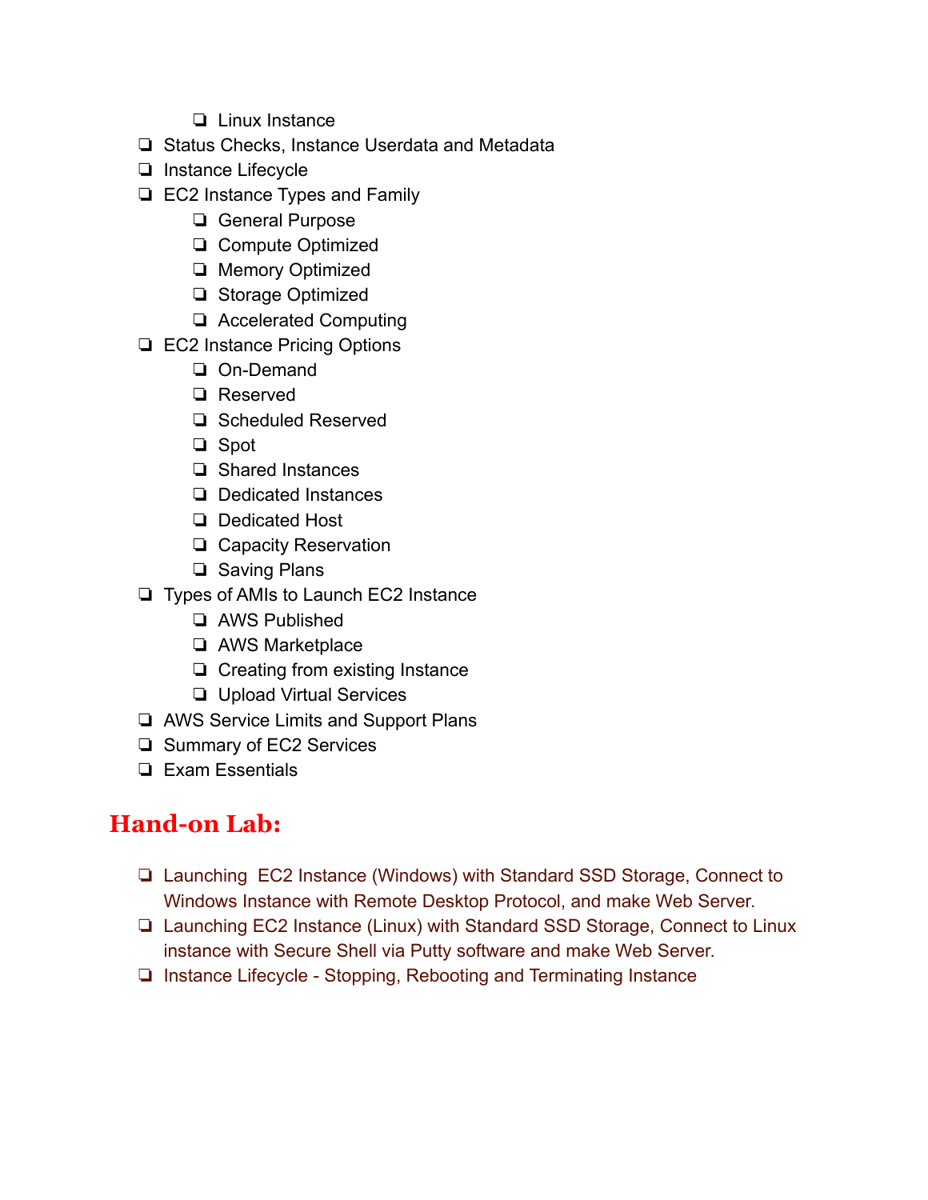- Linux Instance
- Status Checks, Instance Userdata and Metadata
- Instance Lifecycle
- EC2 Instance Types and Family
    - General Purpose
    - Compute Optimized
    - Memory Optimized
    - Storage Optimized
    - Accelerated Computing
- EC2 Instance Pricing Options
    - On-Demand
    - Reserved
    - Scheduled Reserved
    - Spot
    - Shared Instances
    - Dedicated Instances
    - Dedicated Host
    - Capacity Reservation
    - Saving Plans
- Types of AMIs to Launch EC2 Instance
    - AWS Published
    - AWS Marketplace
    - Creating from existing Instance
    - Upload Virtual Services
- AWS Service Limits and Support Plans
- Summary of EC2 Services
- Exam Essentials

## Hand-on Lab:

- Launching EC2 Instance (Windows) with Standard SSD Storage, Connect to Windows Instance with Remote Desktop Protocol, and make Web Server.
- Launching EC2 Instance (Linux) with Standard SSD Storage, Connect to Linux instance with Secure Shell via Putty software and make Web Server.
- Instance Lifecycle - Stopping, Rebooting and Terminating Instance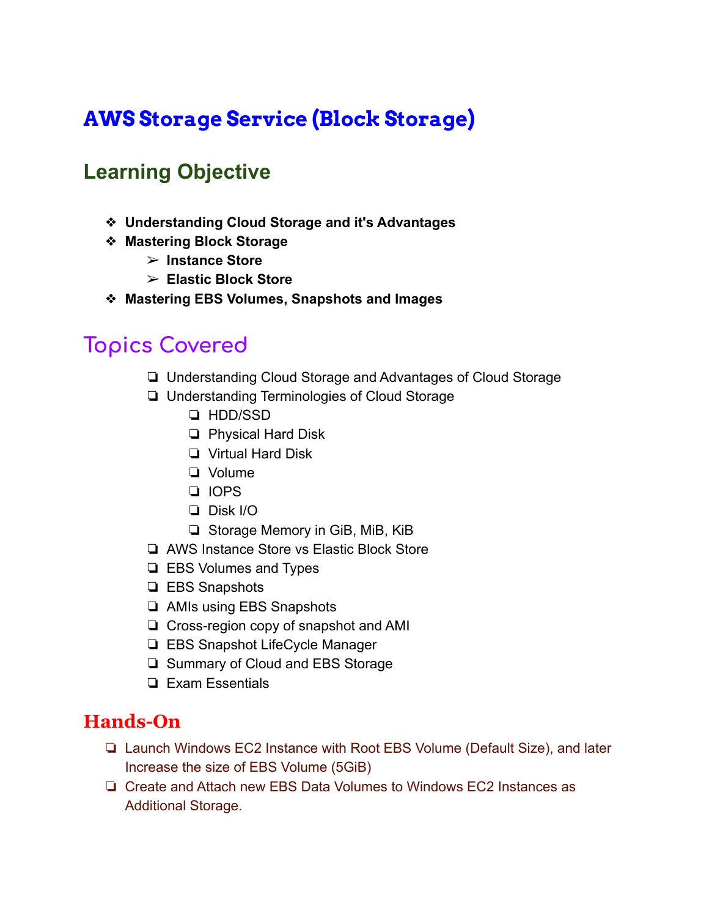# AWS Storage Service (Block Storage)

## Learning Objective

- **Understanding Cloud Storage and it's Advantages**
- **Mastering Block Storage**
  - **Instance Store**
  - **Elastic Block Store**
- **Mastering EBS Volumes, Snapshots and Images**

## Topics Covered

- Understanding Cloud Storage and Advantages of Cloud Storage
- Understanding Terminologies of Cloud Storage
  - HDD/SSD
  - Physical Hard Disk
  - Virtual Hard Disk
  - Volume
  - IOPS
  - Disk I/O
  - Storage Memory in GiB, MiB, KiB
- AWS Instance Store vs Elastic Block Store
- EBS Volumes and Types
- EBS Snapshots
- AMIs using EBS Snapshots
- Cross-region copy of snapshot and AMI
- EBS Snapshot LifeCycle Manager
- Summary of Cloud and EBS Storage
- Exam Essentials

## Hands-On

- Launch Windows EC2 Instance with Root EBS Volume (Default Size), and later Increase the size of EBS Volume (5GiB)
- Create and Attach new EBS Data Volumes to Windows EC2 Instances as Additional Storage.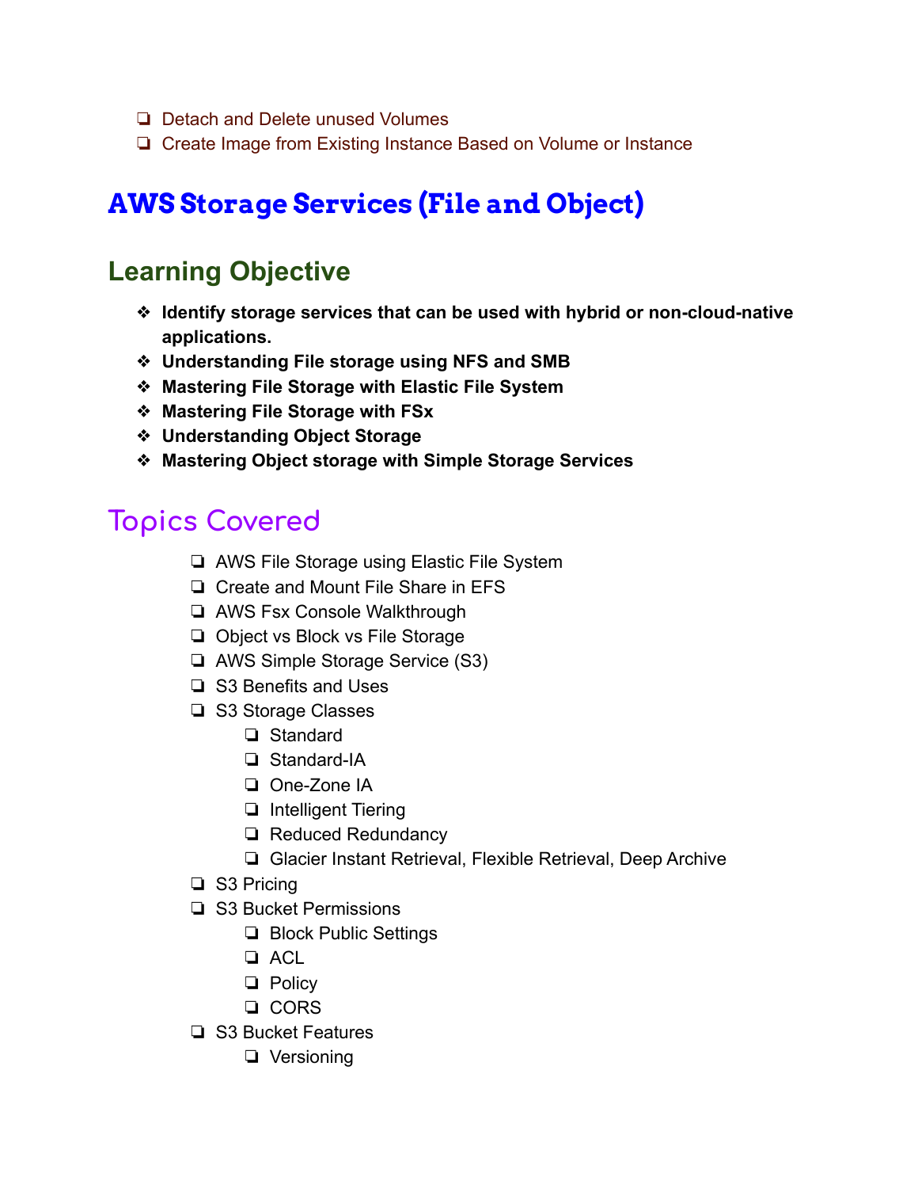- Detach and Delete unused Volumes
- Create Image from Existing Instance Based on Volume or Instance

# AWS Storage Services (File and Object)

## Learning Objective

- **Identify storage services that can be used with hybrid or non-cloud-native applications.**
- **Understanding File storage using NFS and SMB**
- **Mastering File Storage with Elastic File System**
- **Mastering File Storage with FSx**
- **Understanding Object Storage**
- **Mastering Object storage with Simple Storage Services**

## Topics Covered

- AWS File Storage using Elastic File System
- Create and Mount File Share in EFS
- AWS Fsx Console Walkthrough
- Object vs Block vs File Storage
- AWS Simple Storage Service (S3)
- S3 Benefits and Uses
- S3 Storage Classes
  - Standard
  - Standard-IA
  - One-Zone IA
  - Intelligent Tiering
  - Reduced Redundancy
  - Glacier Instant Retrieval, Flexible Retrieval, Deep Archive
- S3 Pricing
- S3 Bucket Permissions
  - Block Public Settings
  - ACL
  - Policy
  - CORS
- S3 Bucket Features
  - Versioning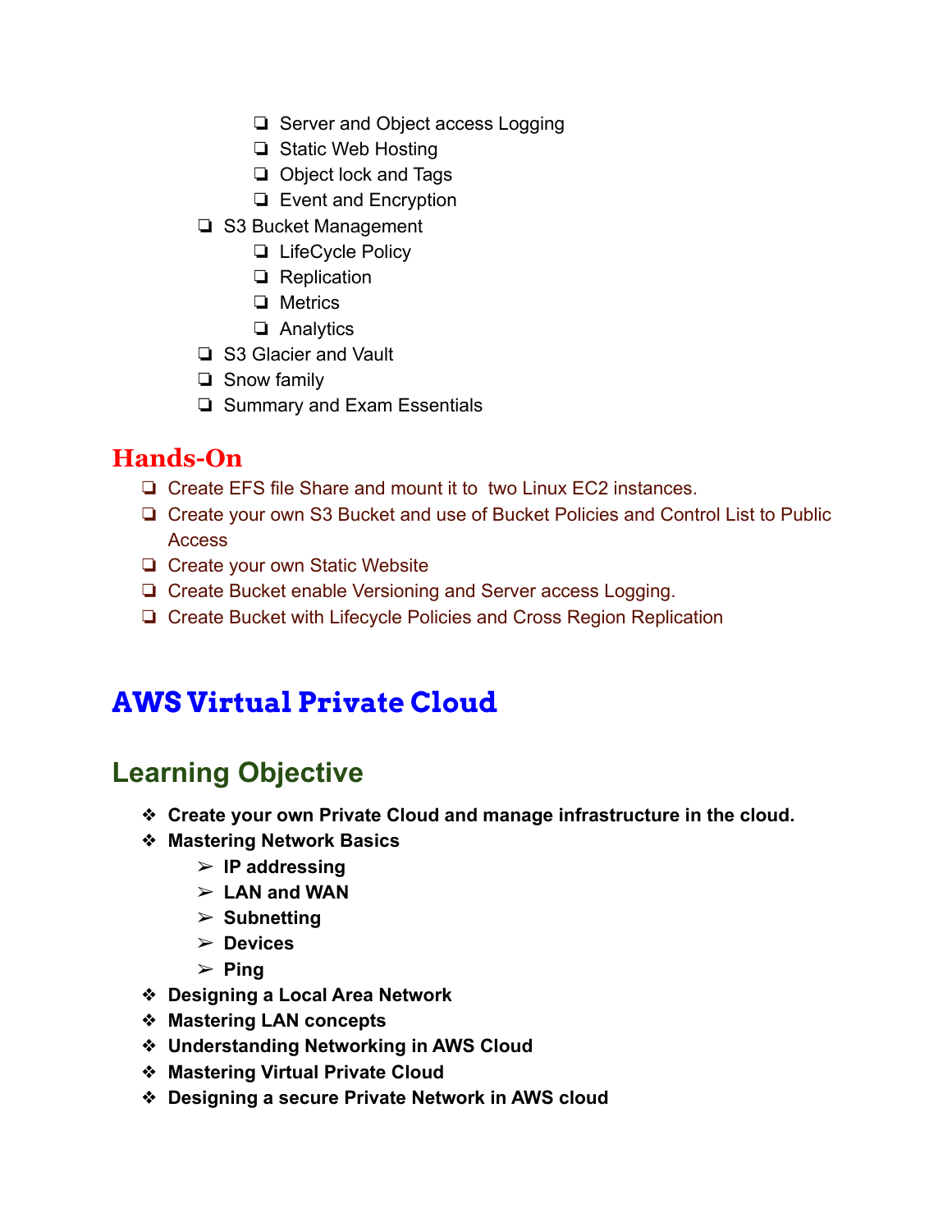- Server and Object access Logging
        - Static Web Hosting
        - Object lock and Tags
        - Event and Encryption
    - S3 Bucket Management
        - LifeCycle Policy
        - Replication
        - Metrics
        - Analytics
    - S3 Glacier and Vault
    - Snow family
    - Summary and Exam Essentials

## Hands-On

- Create EFS file Share and mount it to two Linux EC2 instances.
- Create your own S3 Bucket and use of Bucket Policies and Control List to Public Access
- Create your own Static Website
- Create Bucket enable Versioning and Server access Logging.
- Create Bucket with Lifecycle Policies and Cross Region Replication

# AWS Virtual Private Cloud

## Learning Objective

- **Create your own Private Cloud and manage infrastructure in the cloud.**
- **Mastering Network Basics**
    - **IP addressing**
    - **LAN and WAN**
    - **Subnetting**
    - **Devices**
    - **Ping**
- **Designing a Local Area Network**
- **Mastering LAN concepts**
- **Understanding Networking in AWS Cloud**
- **Mastering Virtual Private Cloud**
- **Designing a secure Private Network in AWS cloud**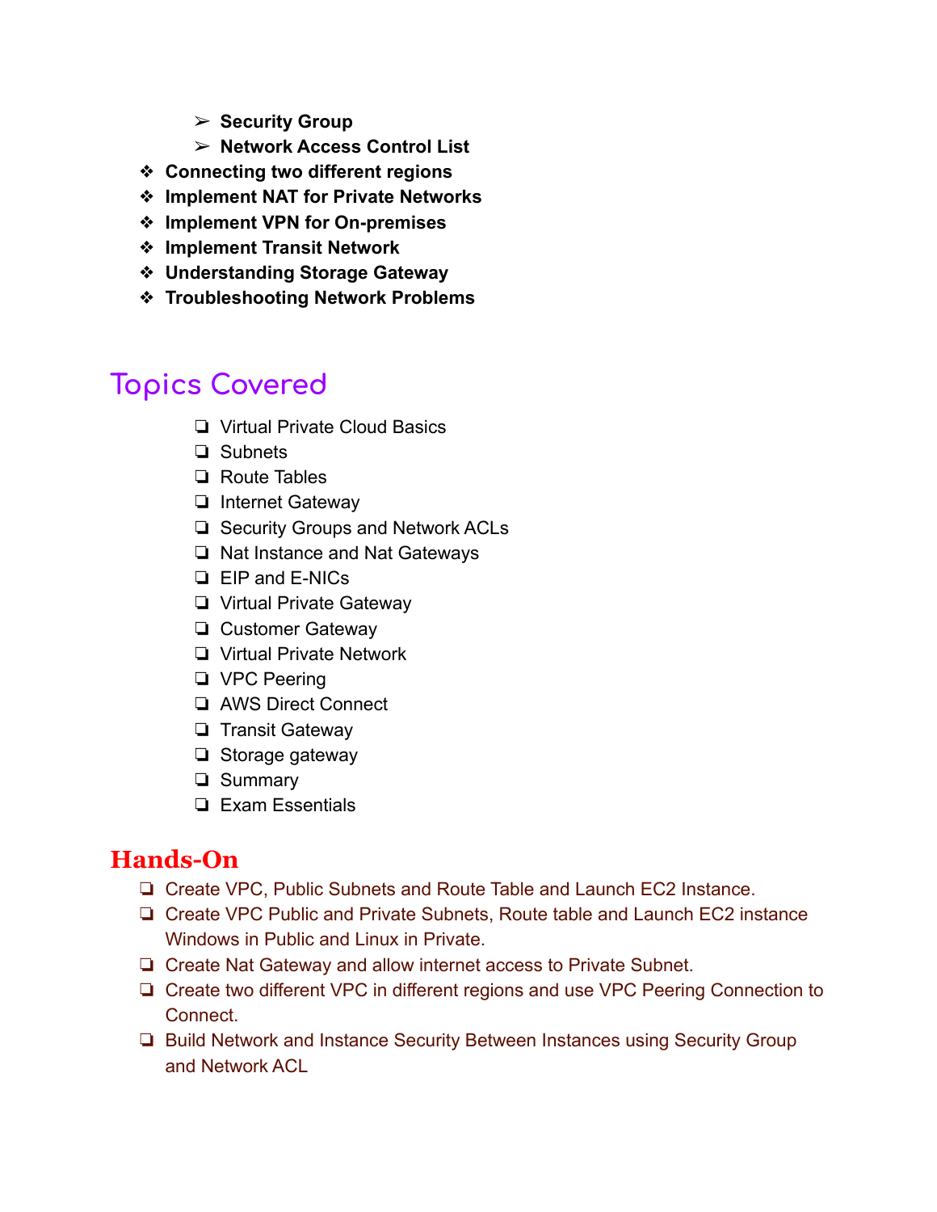- **Security Group**
- **Network Access Control List**

- **Connecting two different regions**
- **Implement NAT for Private Networks**
- **Implement VPN for On-premises**
- **Implement Transit Network**
- **Understanding Storage Gateway**
- **Troubleshooting Network Problems**

## Topics Covered

- Virtual Private Cloud Basics
- Subnets
- Route Tables
- Internet Gateway
- Security Groups and Network ACLs
- Nat Instance and Nat Gateways
- EIP and E-NICs
- Virtual Private Gateway
- Customer Gateway
- Virtual Private Network
- VPC Peering
- AWS Direct Connect
- Transit Gateway
- Storage gateway
- Summary
- Exam Essentials

## Hands-On

- Create VPC, Public Subnets and Route Table and Launch EC2 Instance.
- Create VPC Public and Private Subnets, Route table and Launch EC2 instance Windows in Public and Linux in Private.
- Create Nat Gateway and allow internet access to Private Subnet.
- Create two different VPC in different regions and use VPC Peering Connection to Connect.
- Build Network and Instance Security Between Instances using Security Group and Network ACL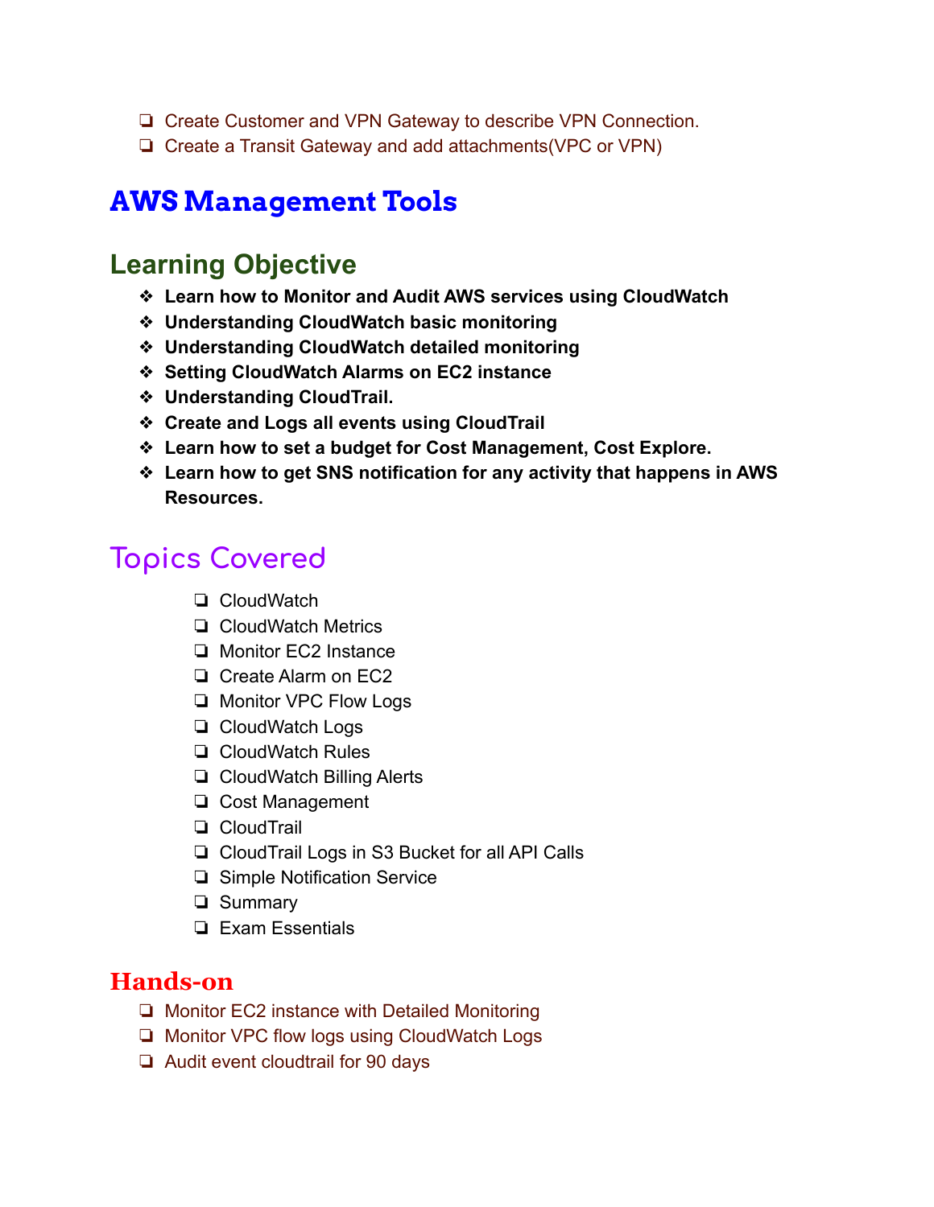- ❏ Create Customer and VPN Gateway to describe VPN Connection.
- ❏ Create a Transit Gateway and add attachments(VPC or VPN)

# AWS Management Tools

## Learning Objective

- ❖ **Learn how to Monitor and Audit AWS services using CloudWatch**
- ❖ **Understanding CloudWatch basic monitoring**
- ❖ **Understanding CloudWatch detailed monitoring**
- ❖ **Setting CloudWatch Alarms on EC2 instance**
- ❖ **Understanding CloudTrail.**
- ❖ **Create and Logs all events using CloudTrail**
- ❖ **Learn how to set a budget for Cost Management, Cost Explore.**
- ❖ **Learn how to get SNS notification for any activity that happens in AWS Resources.**

## Topics Covered

- ❏ CloudWatch
- ❏ CloudWatch Metrics
- ❏ Monitor EC2 Instance
- ❏ Create Alarm on EC2
- ❏ Monitor VPC Flow Logs
- ❏ CloudWatch Logs
- ❏ CloudWatch Rules
- ❏ CloudWatch Billing Alerts
- ❏ Cost Management
- ❏ CloudTrail
- ❏ CloudTrail Logs in S3 Bucket for all API Calls
- ❏ Simple Notification Service
- ❏ Summary
- ❏ Exam Essentials

## Hands-on

- ❏ Monitor EC2 instance with Detailed Monitoring
- ❏ Monitor VPC flow logs using CloudWatch Logs
- ❏ Audit event cloudtrail for 90 days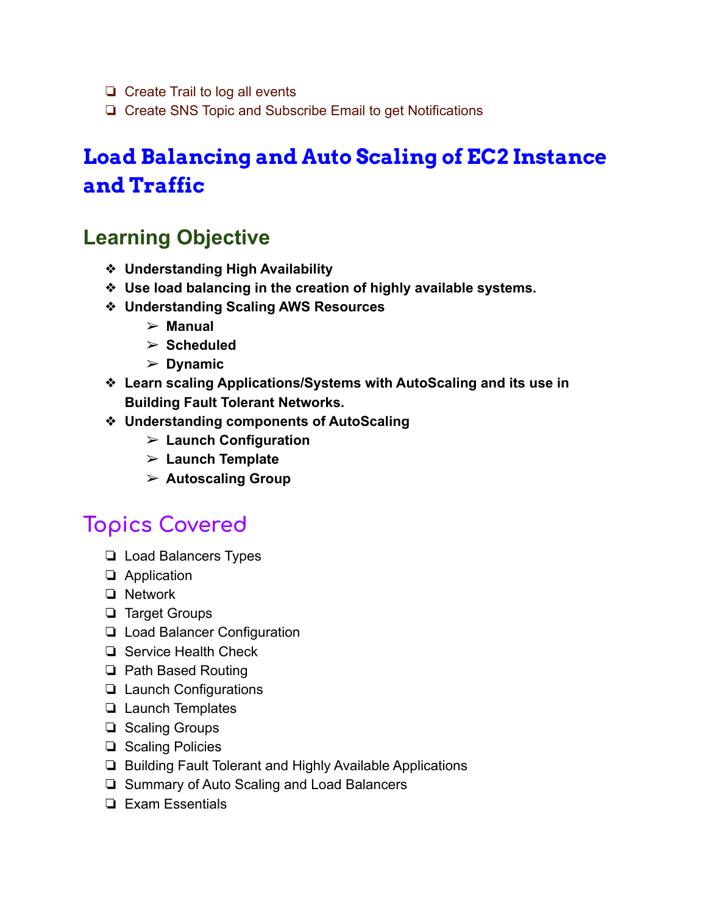- Create Trail to log all events
- Create SNS Topic and Subscribe Email to get Notifications

# Load Balancing and Auto Scaling of EC2 Instance and Traffic

## Learning Objective

- **Understanding High Availability**
- **Use load balancing in the creation of highly available systems.**
- **Understanding Scaling AWS Resources**
  - **Manual**
  - **Scheduled**
  - **Dynamic**
- **Learn scaling Applications/Systems with AutoScaling and its use in Building Fault Tolerant Networks.**
- **Understanding components of AutoScaling**
  - **Launch Configuration**
  - **Launch Template**
  - **Autoscaling Group**

## Topics Covered

- Load Balancers Types
- Application
- Network
- Target Groups
- Load Balancer Configuration
- Service Health Check
- Path Based Routing
- Launch Configurations
- Launch Templates
- Scaling Groups
- Scaling Policies
- Building Fault Tolerant and Highly Available Applications
- Summary of Auto Scaling and Load Balancers
- Exam Essentials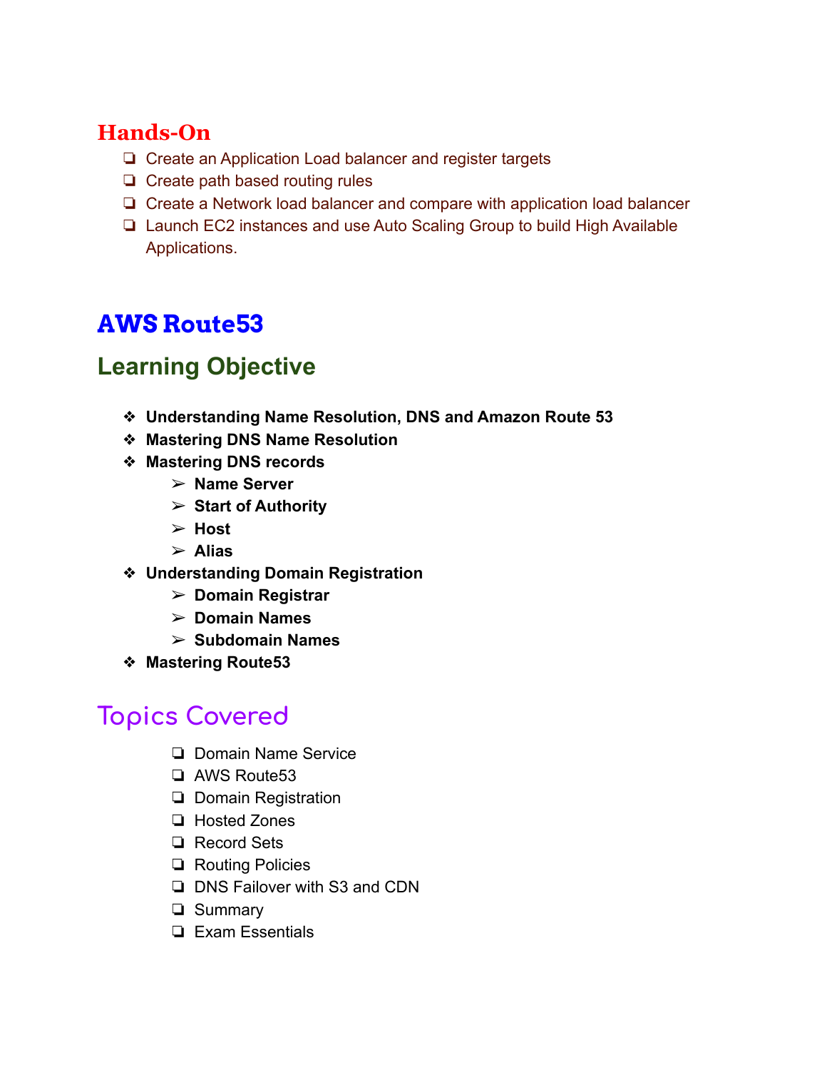## Hands-On

- Create an Application Load balancer and register targets
- Create path based routing rules
- Create a Network load balancer and compare with application load balancer
- Launch EC2 instances and use Auto Scaling Group to build High Available Applications.

# AWS Route53

## Learning Objective

- **Understanding Name Resolution, DNS and Amazon Route 53**
- **Mastering DNS Name Resolution**
- **Mastering DNS records**
    - **Name Server**
    - **Start of Authority**
    - **Host**
    - **Alias**
- **Understanding Domain Registration**
    - **Domain Registrar**
    - **Domain Names**
    - **Subdomain Names**
- **Mastering Route53**

## Topics Covered

- Domain Name Service
- AWS Route53
- Domain Registration
- Hosted Zones
- Record Sets
- Routing Policies
- DNS Failover with S3 and CDN
- Summary
- Exam Essentials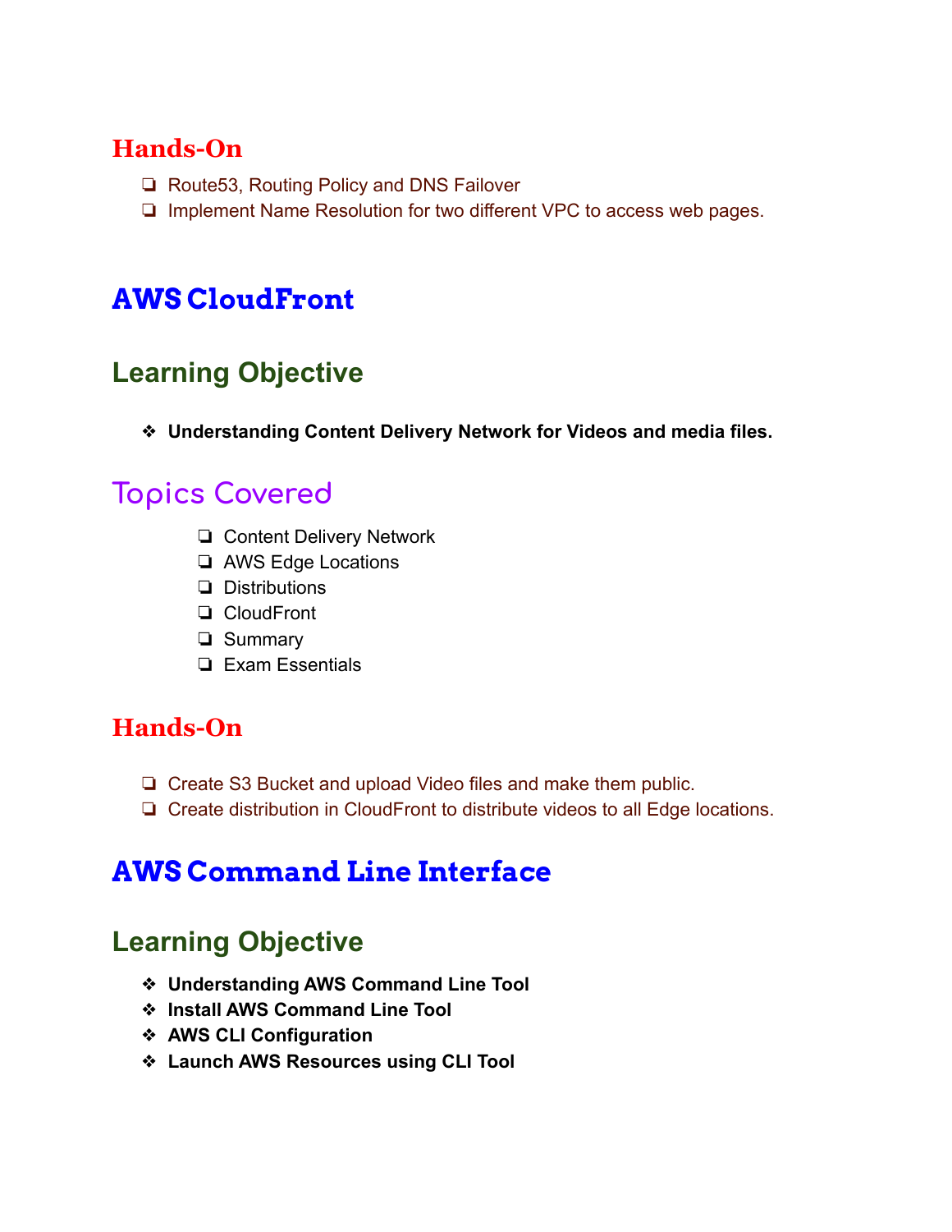### Hands-On

- ❑ Route53, Routing Policy and DNS Failover
- ❑ Implement Name Resolution for two different VPC to access web pages.

# AWS CloudFront

## Learning Objective

- ❖ **Understanding Content Delivery Network for Videos and media files.**

## Topics Covered

- ❑ Content Delivery Network
- ❑ AWS Edge Locations
- ❑ Distributions
- ❑ CloudFront
- ❑ Summary
- ❑ Exam Essentials

### Hands-On

- ❑ Create S3 Bucket and upload Video files and make them public.
- ❑ Create distribution in CloudFront to distribute videos to all Edge locations.

# AWS Command Line Interface

## Learning Objective

- ❖ **Understanding AWS Command Line Tool**
- ❖ **Install AWS Command Line Tool**
- ❖ **AWS CLI Configuration**
- ❖ **Launch AWS Resources using CLI Tool**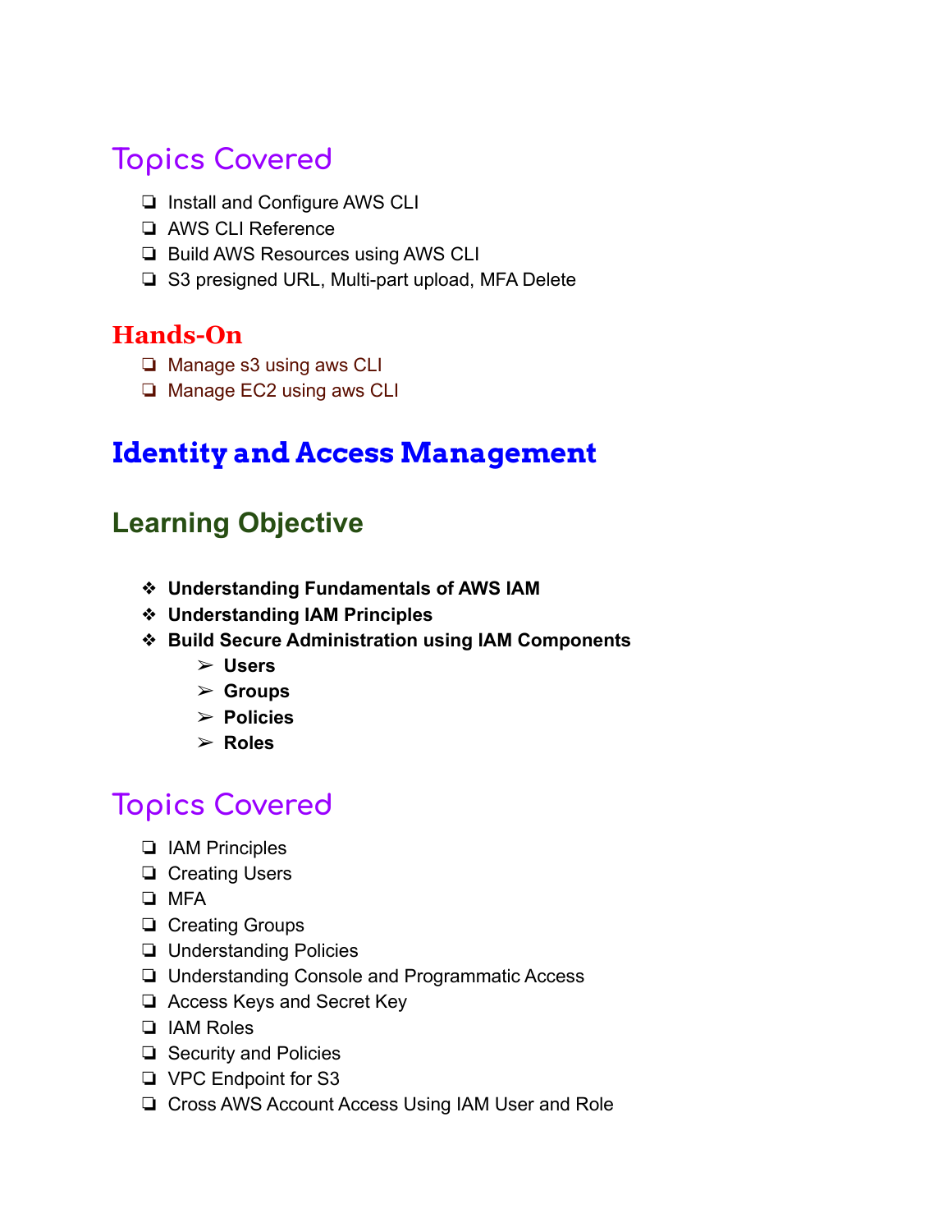## Topics Covered

- Install and Configure AWS CLI
- AWS CLI Reference
- Build AWS Resources using AWS CLI
- S3 presigned URL, Multi-part upload, MFA Delete

## Hands-On

- Manage s3 using aws CLI
- Manage EC2 using aws CLI

# Identity and Access Management

## Learning Objective

- **Understanding Fundamentals of AWS IAM**
- **Understanding IAM Principles**
- **Build Secure Administration using IAM Components**
    - **Users**
    - **Groups**
    - **Policies**
    - **Roles**

## Topics Covered

- IAM Principles
- Creating Users
- MFA
- Creating Groups
- Understanding Policies
- Understanding Console and Programmatic Access
- Access Keys and Secret Key
- IAM Roles
- Security and Policies
- VPC Endpoint for S3
- Cross AWS Account Access Using IAM User and Role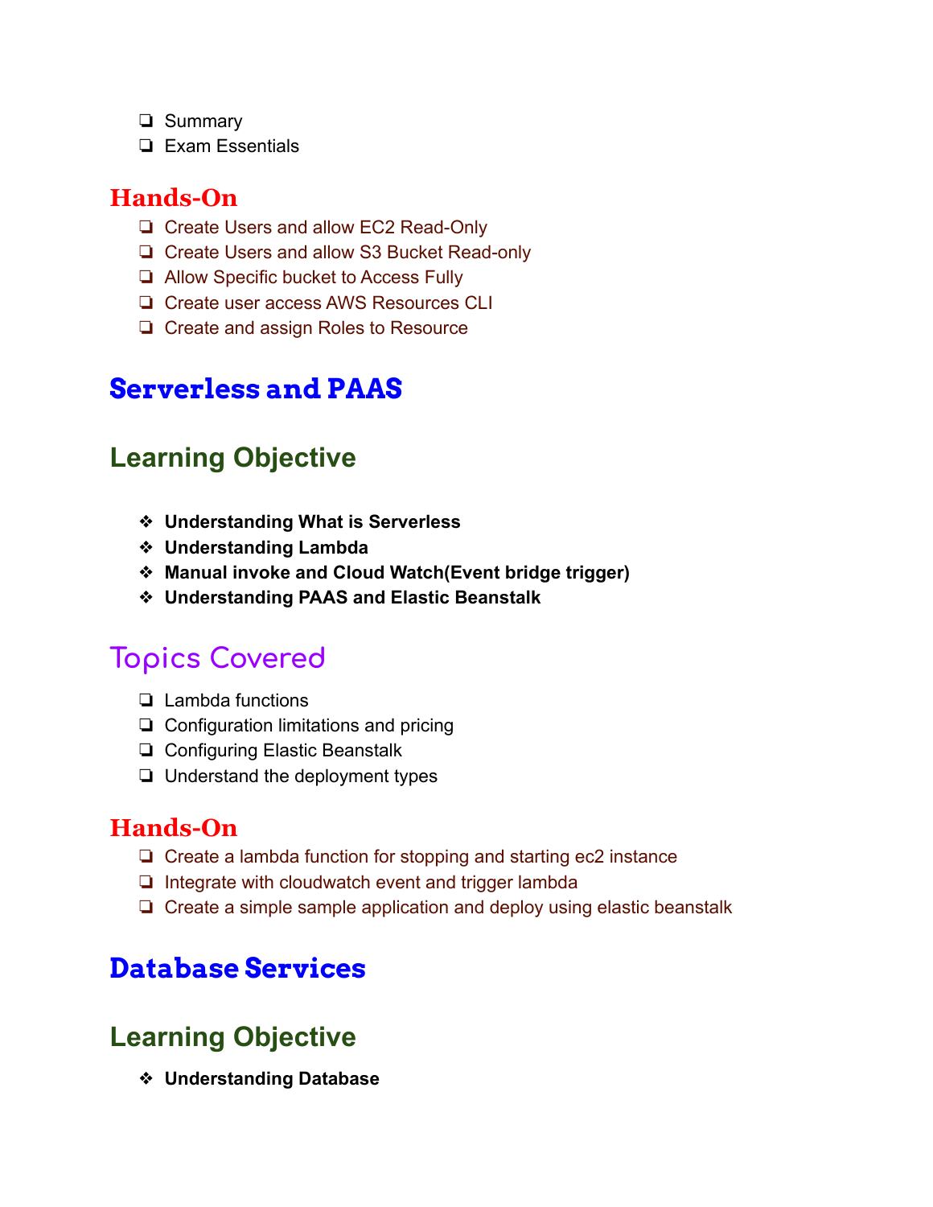- Summary
- Exam Essentials

### Hands-On

- Create Users and allow EC2 Read-Only
- Create Users and allow S3 Bucket Read-only
- Allow Specific bucket to Access Fully
- Create user access AWS Resources CLI
- Create and assign Roles to Resource

# Serverless and PAAS

## Learning Objective

- **Understanding What is Serverless**
- **Understanding Lambda**
- **Manual invoke and Cloud Watch(Event bridge trigger)**
- **Understanding PAAS and Elastic Beanstalk**

## Topics Covered

- Lambda functions
- Configuration limitations and pricing
- Configuring Elastic Beanstalk
- Understand the deployment types

### Hands-On

- Create a lambda function for stopping and starting ec2 instance
- Integrate with cloudwatch event and trigger lambda
- Create a simple sample application and deploy using elastic beanstalk

# Database Services

## Learning Objective

- **Understanding Database**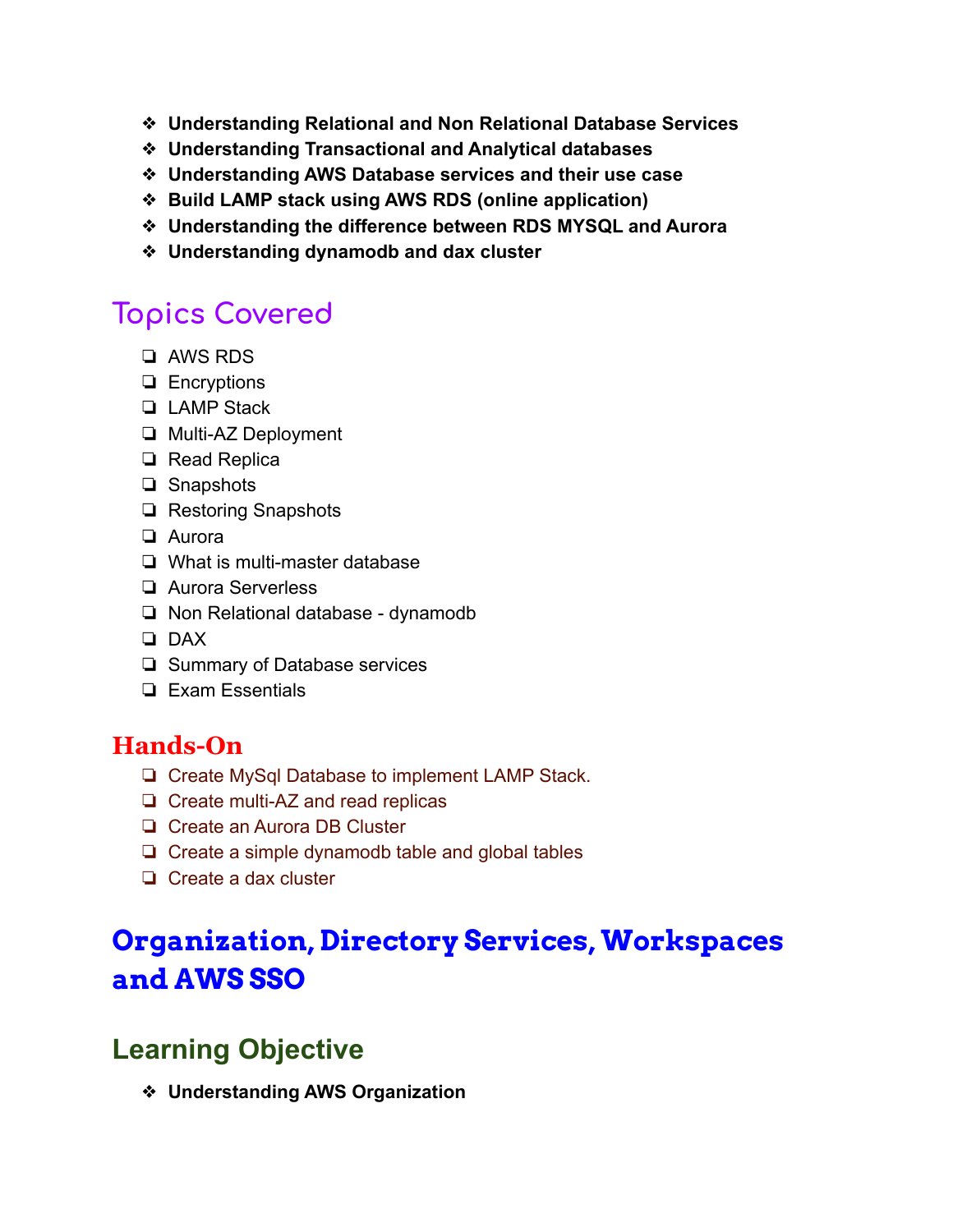- **Understanding Relational and Non Relational Database Services**
- **Understanding Transactional and Analytical databases**
- **Understanding AWS Database services and their use case**
- **Build LAMP stack using AWS RDS (online application)**
- **Understanding the difference between RDS MYSQL and Aurora**
- **Understanding dynamodb and dax cluster**

## Topics Covered

- AWS RDS
- Encryptions
- LAMP Stack
- Multi-AZ Deployment
- Read Replica
- Snapshots
- Restoring Snapshots
- Aurora
- What is multi-master database
- Aurora Serverless
- Non Relational database - dynamodb
- DAX
- Summary of Database services
- Exam Essentials

### Hands-On

- Create MySql Database to implement LAMP Stack.
- Create multi-AZ and read replicas
- Create an Aurora DB Cluster
- Create a simple dynamodb table and global tables
- Create a dax cluster

# Organization, Directory Services, Workspaces and AWS SSO

## Learning Objective

- **Understanding AWS Organization**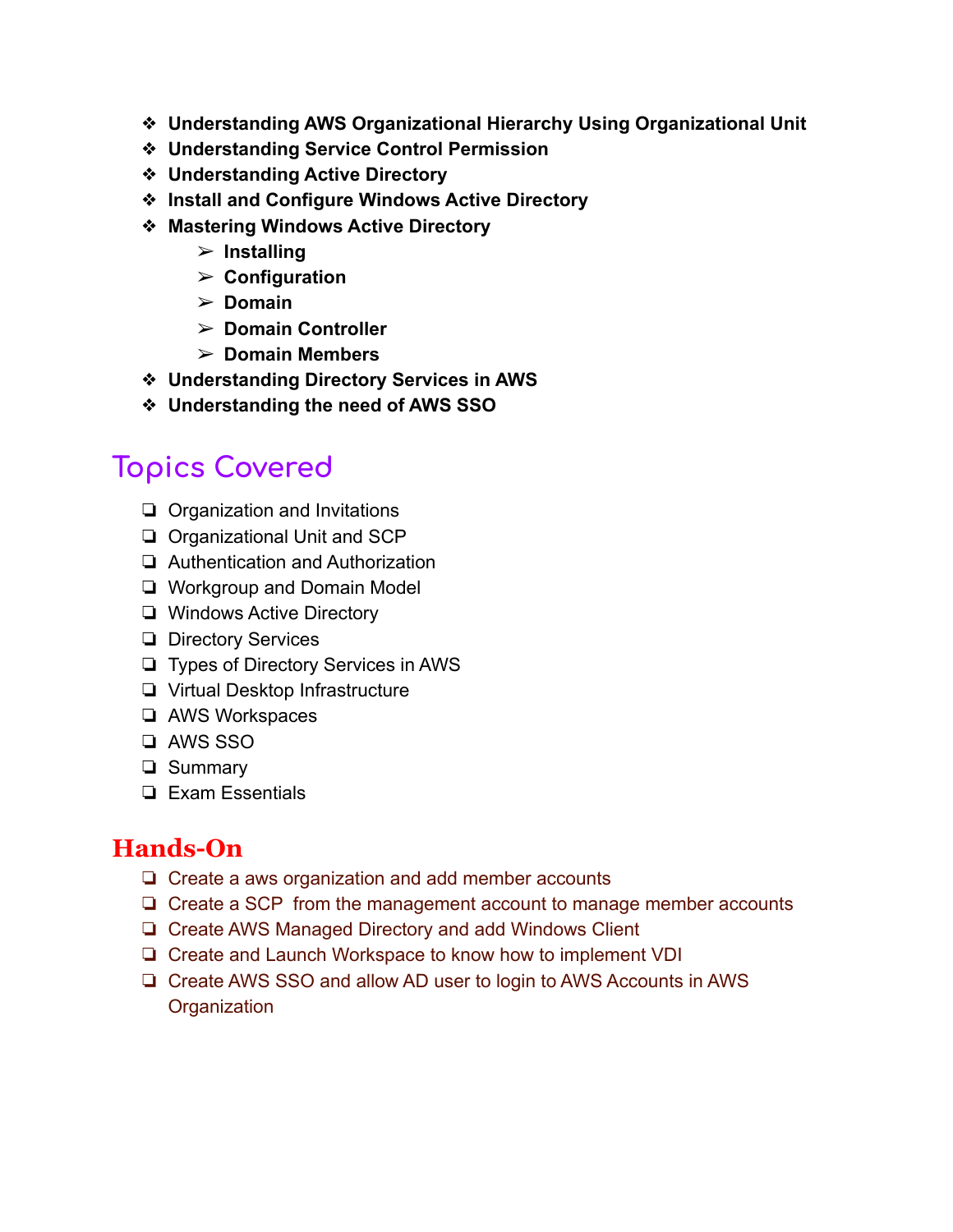- **Understanding AWS Organizational Hierarchy Using Organizational Unit**
- **Understanding Service Control Permission**
- **Understanding Active Directory**
- **Install and Configure Windows Active Directory**
- **Mastering Windows Active Directory**
  - **Installing**
  - **Configuration**
  - **Domain**
  - **Domain Controller**
  - **Domain Members**
- **Understanding Directory Services in AWS**
- **Understanding the need of AWS SSO**

## Topics Covered

- Organization and Invitations
- Organizational Unit and SCP
- Authentication and Authorization
- Workgroup and Domain Model
- Windows Active Directory
- Directory Services
- Types of Directory Services in AWS
- Virtual Desktop Infrastructure
- AWS Workspaces
- AWS SSO
- Summary
- Exam Essentials

## Hands-On

- Create a aws organization and add member accounts
- Create a SCP  from the management account to manage member accounts
- Create AWS Managed Directory and add Windows Client
- Create and Launch Workspace to know how to implement VDI
- Create AWS SSO and allow AD user to login to AWS Accounts in AWS Organization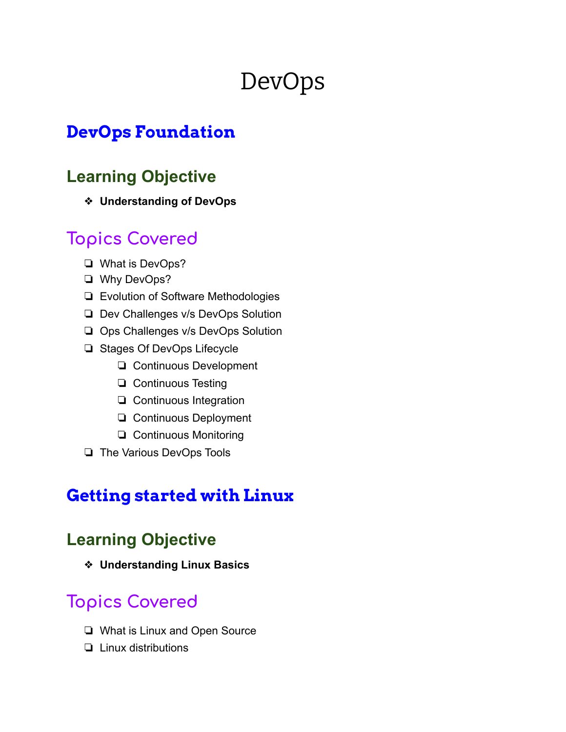# DevOps

## DevOps Foundation

### Learning Objective

- **Understanding of DevOps**

### Topics Covered

- What is DevOps?
- Why DevOps?
- Evolution of Software Methodologies
- Dev Challenges v/s DevOps Solution
- Ops Challeges v/s DevOps Solution
- Stages Of DevOps Lifecycle
  - Continuous Development
  - Continuous Testing
  - Continuous Integration
  - Continuous Deployment
  - Continuous Monitoring
- The Various DevOps Tools

## Getting started with Linux

### Learning Objective

- **Understanding Linux Basics**

### Topics Covered

- What is Linux and Open Source
- Linux distributions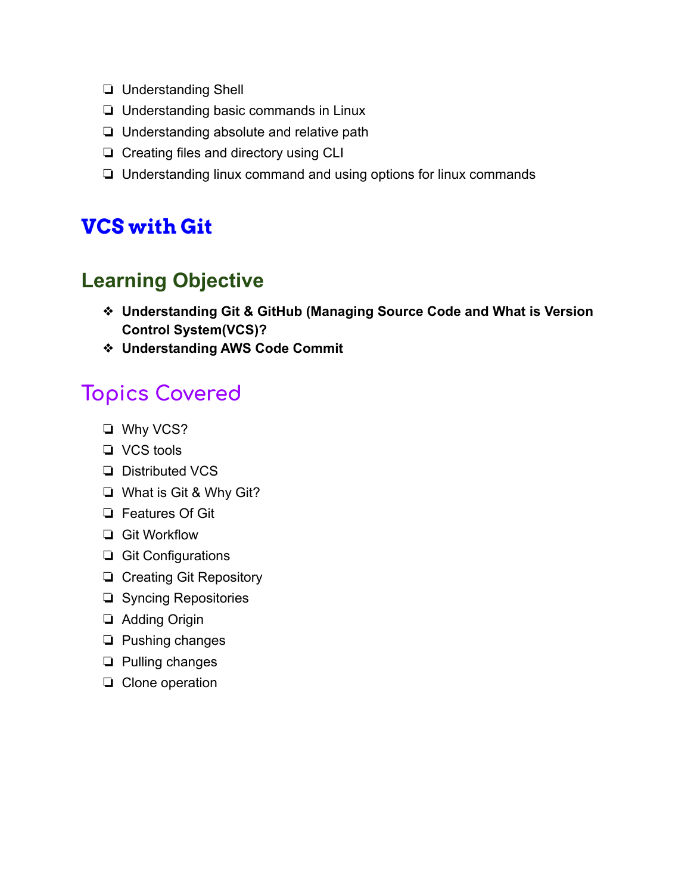- Understanding Shell
- Understanding basic commands in Linux
- Understanding absolute and relative path
- Creating files and directory using CLI
- Understanding linux command and using options for linux commands

# VCS with Git

## Learning Objective

- **Understanding Git & GitHub (Managing Source Code and What is Version Control System(VCS)?**
- **Understanding AWS Code Commit**

## Topics Covered

- Why VCS?
- VCS tools
- Distributed VCS
- What is Git & Why Git?
- Features Of Git
- Git Workflow
- Git Configurations
- Creating Git Repository
- Syncing Repositories
- Adding Origin
- Pushing changes
- Pulling changes
- Clone operation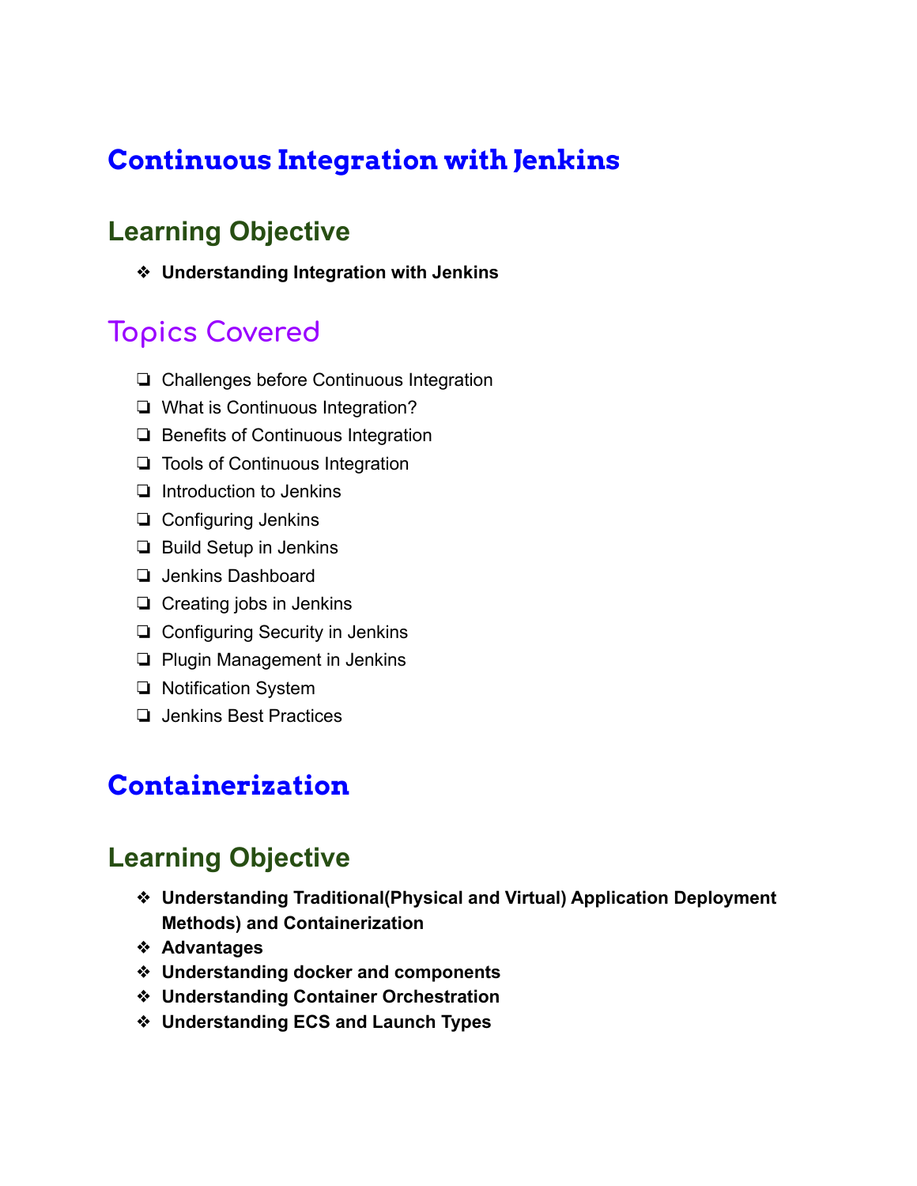# Continuous Integration with Jenkins

## Learning Objective

- **Understanding Integration with Jenkins**

## Topics Covered

- Challenges before Continuous Integration
- What is Continuous Integration?
- Benefits of Continuous Integration
- Tools of Continuous Integration
- Introduction to Jenkins
- Configuring Jenkins
- Build Setup in Jenkins
- Jenkins Dashboard
- Creating jobs in Jenkins
- Configuring Security in Jenkins
- Plugin Management in Jenkins
- Notification System
- Jenkins Best Practices

# Containerization

## Learning Objective

- **Understanding Traditional(Physical and Virtual) Application Deployment Methods) and Containerization**
- **Advantages**
- **Understanding docker and components**
- **Understanding Container Orchestration**
- **Understanding ECS and Launch Types**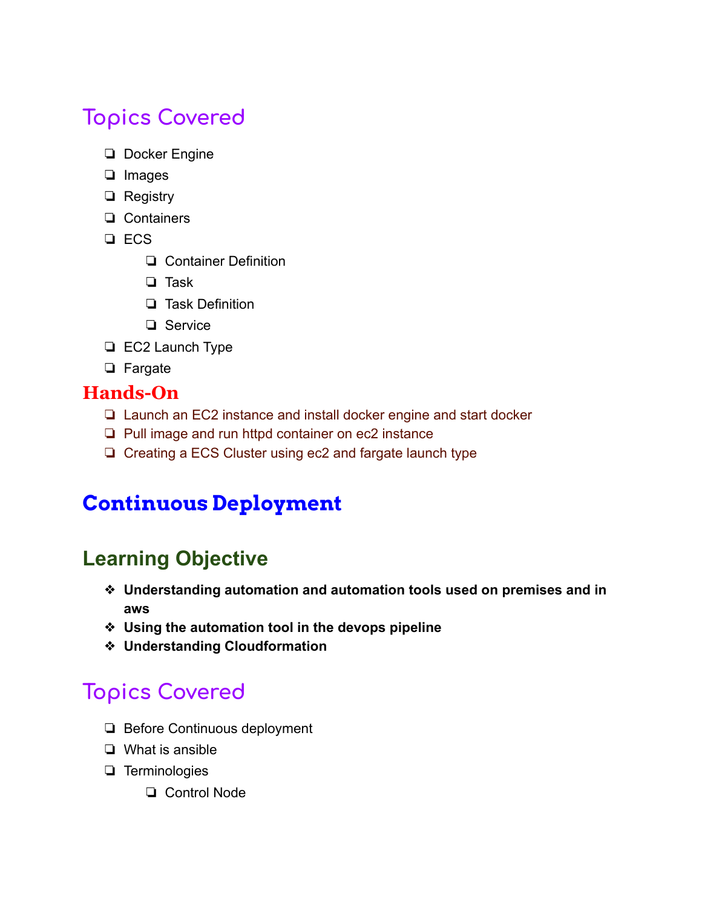## Topics Covered

- Docker Engine
- Images
- Registry
- Containers
- ECS
  - Container Definition
  - Task
  - Task Definition
  - Service
- EC2 Launch Type
- Fargate

### Hands-On

- Launch an EC2 instance and install docker engine and start docker
- Pull image and run httpd container on ec2 instance
- Creating a ECS Cluster using ec2 and fargate launch type

# Continuous Deployment

## Learning Objective

- **Understanding automation and automation tools used on premises and in aws**
- **Using the automation tool in the devops pipeline**
- **Understanding Cloudformation**

## Topics Covered

- Before Continuous deployment
- What is ansible
- Terminologies
  - Control Node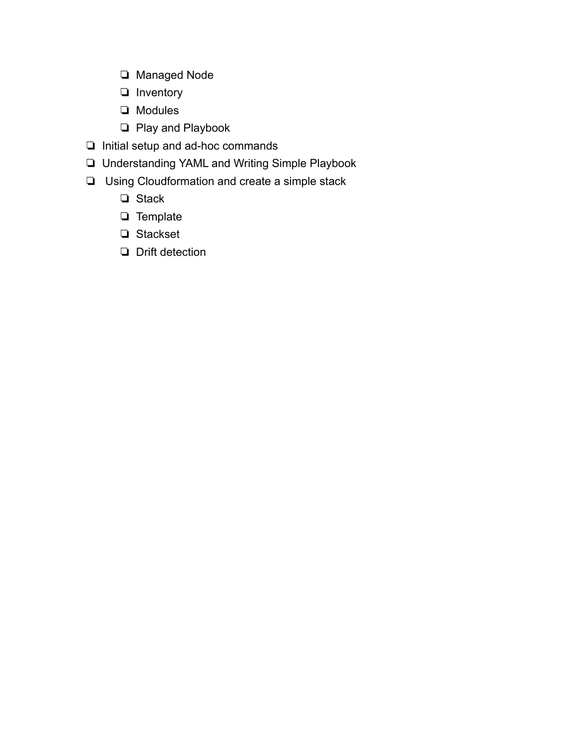- [ ] Managed Node
    - [ ] Inventory
    - [ ] Modules
    - [ ] Play and Playbook
- [ ] Initial setup and ad-hoc commands
- [ ] Understanding YAML and Writing Simple Playbook
- [ ] Using Cloudformation and create a simple stack
    - [ ] Stack
    - [ ] Template
    - [ ] Stackset
    - [ ] Drift detection